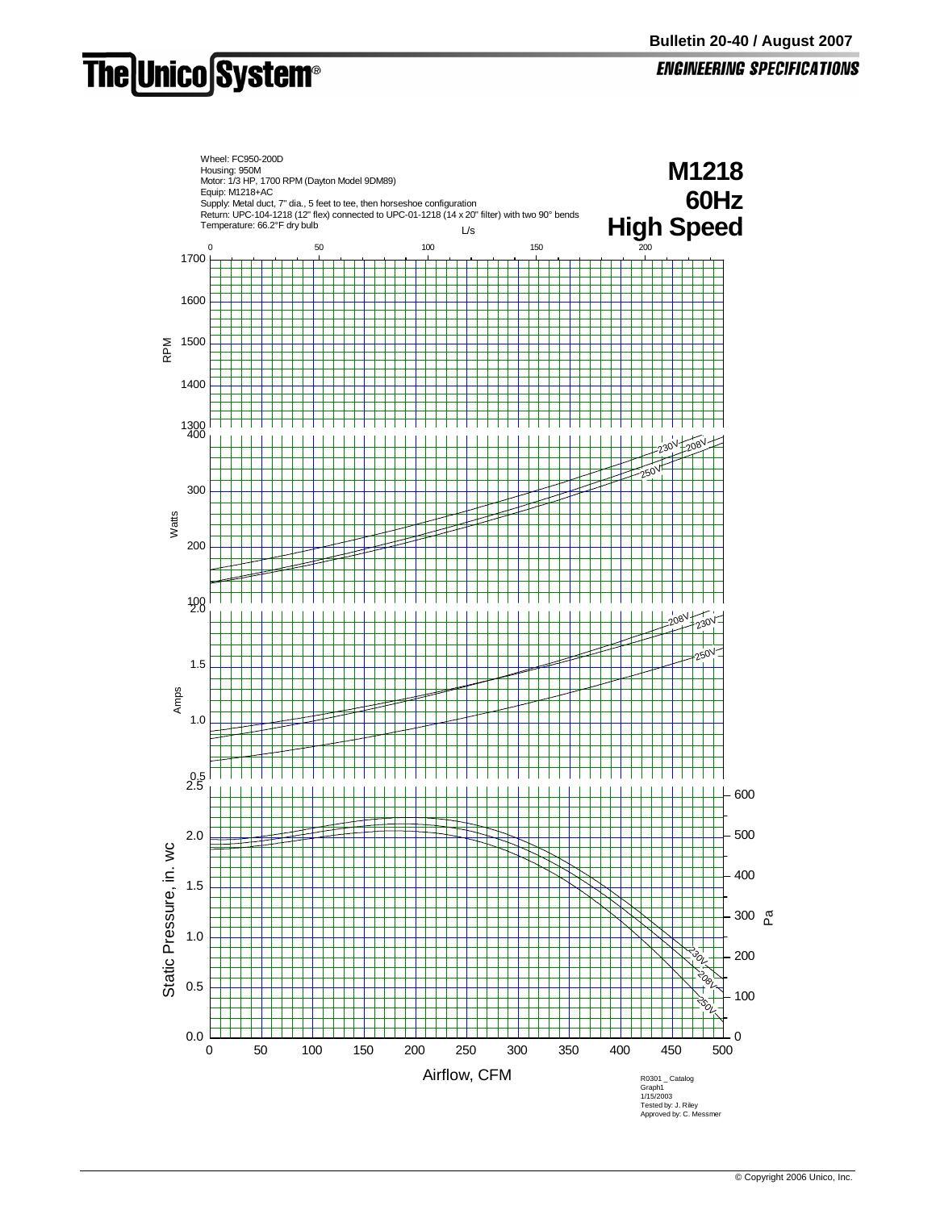**The Unico System®**

**Bulletin 20-40 / August 2007**

***ENGINEERING SPECIFICATIONS***

Wheel: FC950-200D
Housing: 950M
Motor: 1/3 HP, 1700 RPM (Dayton Model 9DM89)
Equip: M1218+AC
Supply: Metal duct, 7" dia., 5 feet to tee, then horseshoe configuration
Return: UPC-104-1218 (12" flex) connected to UPC-01-1218 (14 x 20" filter) with two 90° bends
Temperature: 66.2°F dry bulb

# M1218
# 60Hz
# High Speed

L/s: 0, 50, 100, 150, 200

RPM: 1300, 1400, 1500, 1600, 1700

Watts: 100, 200, 300, 400 — curves: 230V, 208V, 250V

Amps: 0.5, 1.0, 1.5, 2.0 — curves: 208V, 230V, 250V

Static Pressure, in. wc: 0.0, 0.5, 1.0, 1.5, 2.0, 2.5 — curves: 230V, 208V, 250V

Pa: 0, 100, 200, 300, 400, 500, 600

Airflow, CFM: 0, 50, 100, 150, 200, 250, 300, 350, 400, 450, 500

R0301 _ Catalog
Graph1
1/15/2003
Tested by: J. Riley
Approved by: C. Messmer

© Copyright 2006 Unico, Inc.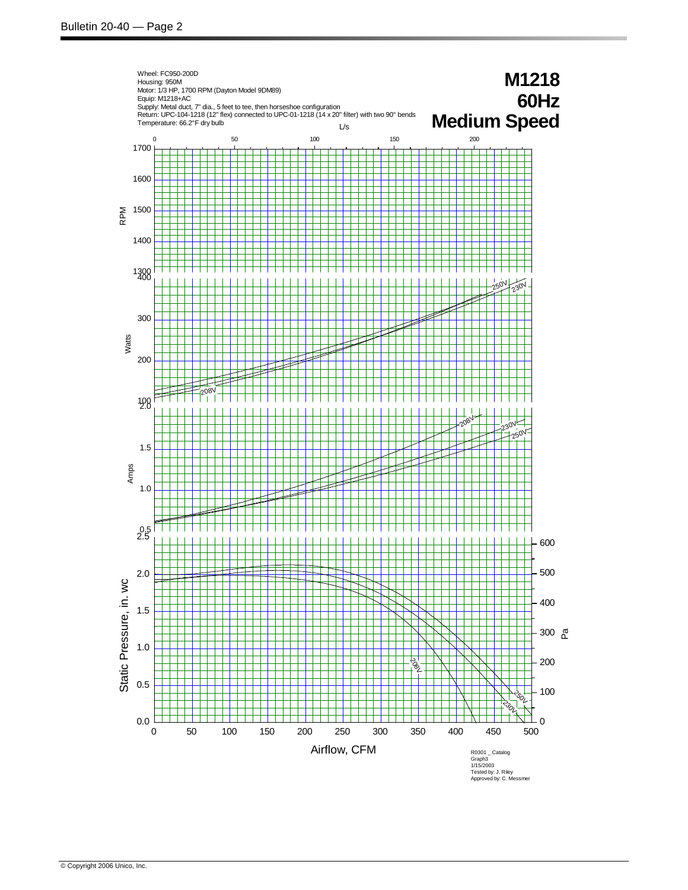Wheel: FC950-200D
Housing: 950M
Motor: 1/3 HP, 1700 RPM (Dayton Model 9DM89)
Equip: M1218+AC
Supply: Metal duct, 7" dia., 5 feet to tee, then horseshoe configuration
Return: UPC-104-1218 (12" flex) connected to UPC-01-1218 (14 x 20" filter) with two 90° bends
Temperature: 66.2°F dry bulb

# M1218
# 60Hz
# Medium Speed

L/s: 0, 50, 100, 150, 200

RPM: 1300, 1400, 1500, 1600, 1700

Watts: 100, 200, 300, 400 (curves: 208V, 230V, 250V)

Amps: 0.5, 1.0, 1.5, 2.0 (curves: 208V, 230V, 250V)

Static Pressure, in. wc: 0.0, 0.5, 1.0, 1.5, 2.0, 2.5 (curves: 208V, 230V, 250V)

Pa: 0, 100, 200, 300, 400, 500, 600

Airflow, CFM: 0, 50, 100, 150, 200, 250, 300, 350, 400, 450, 500

R0301 _ Catalog
Graph3
1/15/2003
Tested by: J. Riley
Approved by: C. Messmer

© Copyright 2006 Unico, Inc.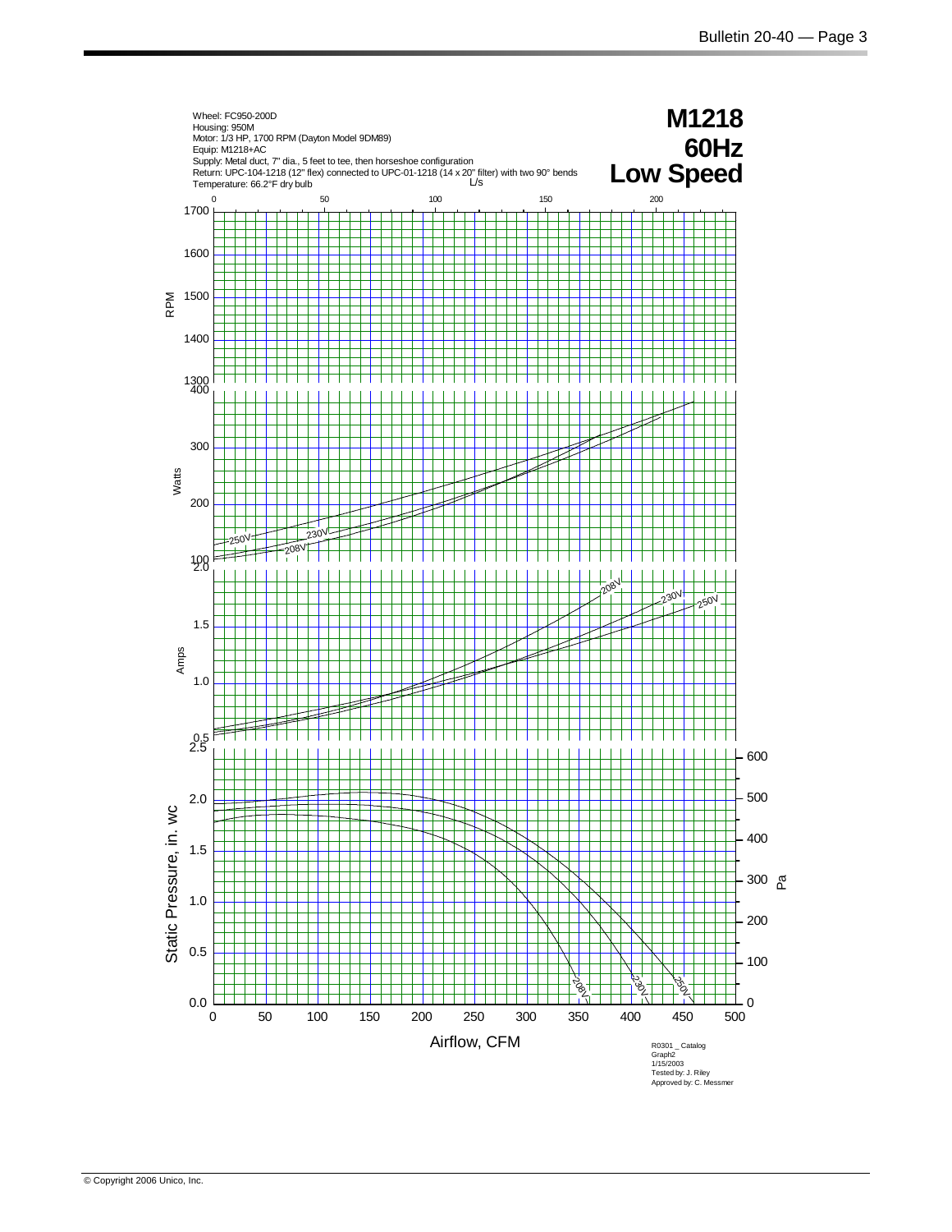# M1218
# 60Hz
# Low Speed

Wheel: FC950-200D
Housing: 950M
Motor: 1/3 HP, 1700 RPM (Dayton Model 9DM89)
Equip: M1218+AC
Supply: Metal duct, 7" dia., 5 feet to tee, then horseshoe configuration
Return: UPC-104-1218 (12" flex) connected to UPC-01-1218 (14 x 20" filter) with two 90° bends
Temperature: 66.2°F dry bulb

L/s: 0, 50, 100, 150, 200

RPM: 1300, 1400, 1500, 1600, 1700

Watts: 100, 200, 300, 400 (curves: 208V, 230V, 250V)

Amps: 0.5, 1.0, 1.5, 2.0 (curves: 208V, 230V, 250V)

Static Pressure, in. wc: 0.0, 0.5, 1.0, 1.5, 2.0, 2.5 (curves: 208V, 230V, 250V)

Pa: 0, 100, 200, 300, 400, 500, 600

Airflow, CFM: 0, 50, 100, 150, 200, 250, 300, 350, 400, 450, 500

R0301 _ Catalog
Graph2
1/15/2003
Tested by: J. Riley
Approved by: C. Messmer

© Copyright 2006 Unico, Inc.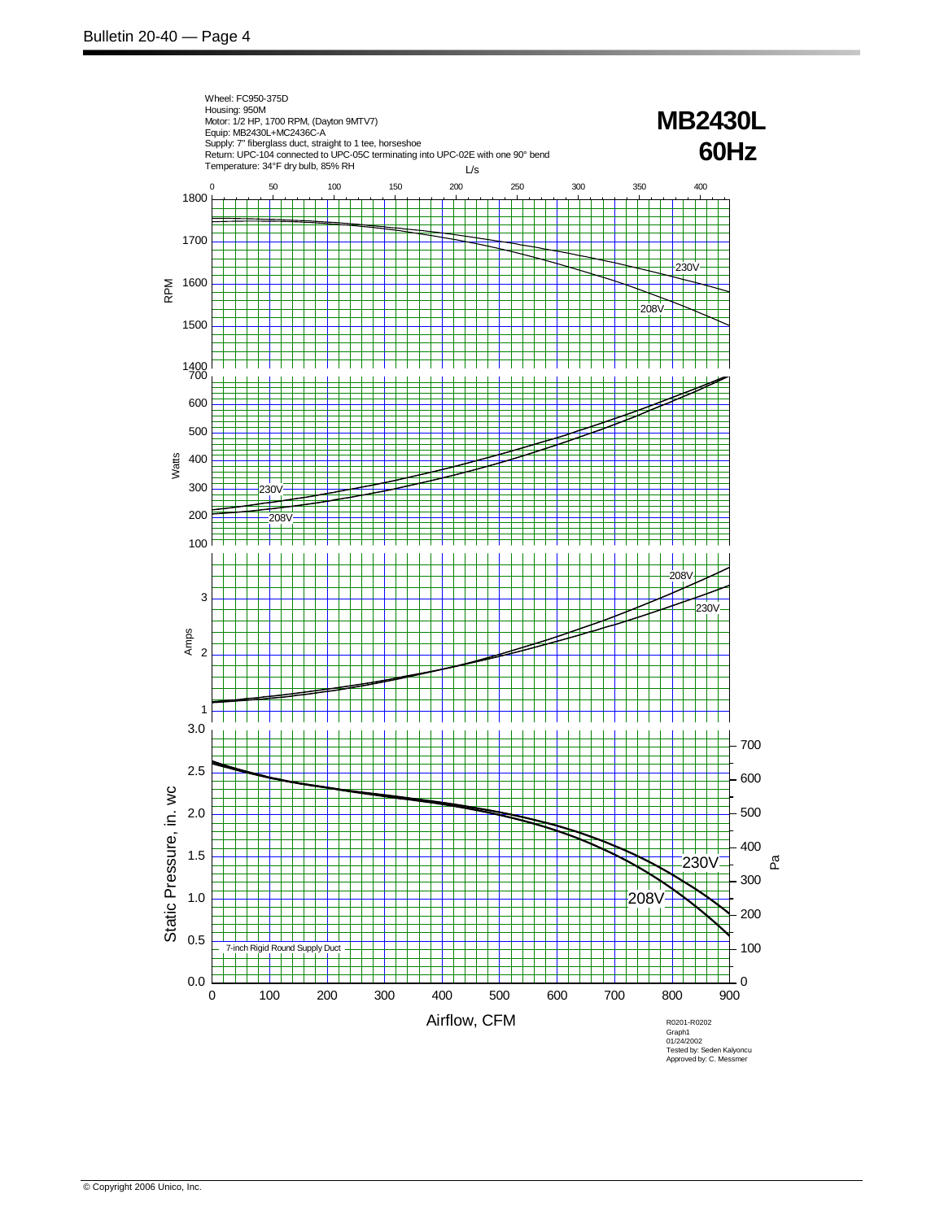Wheel: FC950-375D
Housing: 950M
Motor: 1/2 HP, 1700 RPM, (Dayton 9MTV7)
Equip: MB2430L+MC2436C-A
Supply: 7" fiberglass duct, straight to 1 tee, horseshoe
Return: UPC-104 connected to UPC-05C terminating into UPC-02E with one 90° bend
Temperature: 34°F dry bulb, 85% RH

# MB2430L 60Hz

L/s: 0, 50, 100, 150, 200, 250, 300, 350, 400

RPM: 1400, 1500, 1600, 1700, 1800 — curves: 230V, 208V

Watts: 100, 200, 300, 400, 500, 600, 700 — curves: 230V, 208V

Amps: 1, 2, 3 — curves: 208V, 230V

Static Pressure, in. wc: 0.0, 0.5, 1.0, 1.5, 2.0, 2.5, 3.0 — curves: 230V, 208V

Pa: 0, 100, 200, 300, 400, 500, 600, 700

7-inch Rigid Round Supply Duct

Airflow, CFM: 0, 100, 200, 300, 400, 500, 600, 700, 800, 900

R0201-R0202
Graph1
01/24/2002
Tested by: Seden Kalyoncu
Approved by: C. Messmer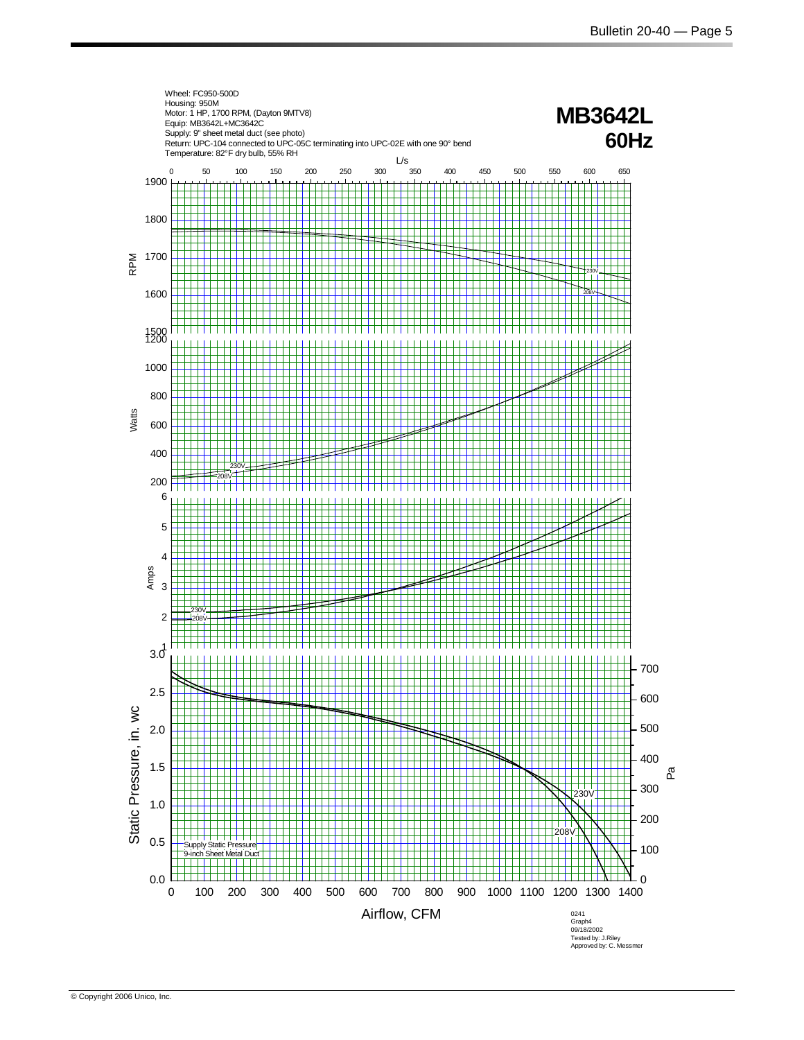Wheel: FC950-500D
Housing: 950M
Motor: 1 HP, 1700 RPM, (Dayton 9MTV8)
Equip: MB3642L+MC3642C
Supply: 9" sheet metal duct (see photo)
Return: UPC-104 connected to UPC-05C terminating into UPC-02E with one 90° bend
Temperature: 82°F dry bulb, 55% RH

# MB3642L 60Hz

L/s: 0, 50, 100, 150, 200, 250, 300, 350, 400, 450, 500, 550, 600, 650

RPM: 1500, 1600, 1700, 1800, 1900 (curves: 230V, 208V)

Watts: 200, 400, 600, 800, 1000, 1200 (curves: 230V, 208V)

Amps: 1, 2, 3, 4, 5, 6 (curves: 230V, 208V)

Static Pressure, in. wc: 0.0, 0.5, 1.0, 1.5, 2.0, 2.5, 3.0 (curves: 230V, 208V)

Pa: 0, 100, 200, 300, 400, 500, 600, 700

Supply Static Pressure
9-inch Sheet Metal Duct

Airflow, CFM: 0, 100, 200, 300, 400, 500, 600, 700, 800, 900, 1000, 1100, 1200, 1300, 1400

0241
Graph4
09/18/2002
Tested by: J.Riley
Approved by: C. Messmer

© Copyright 2006 Unico, Inc.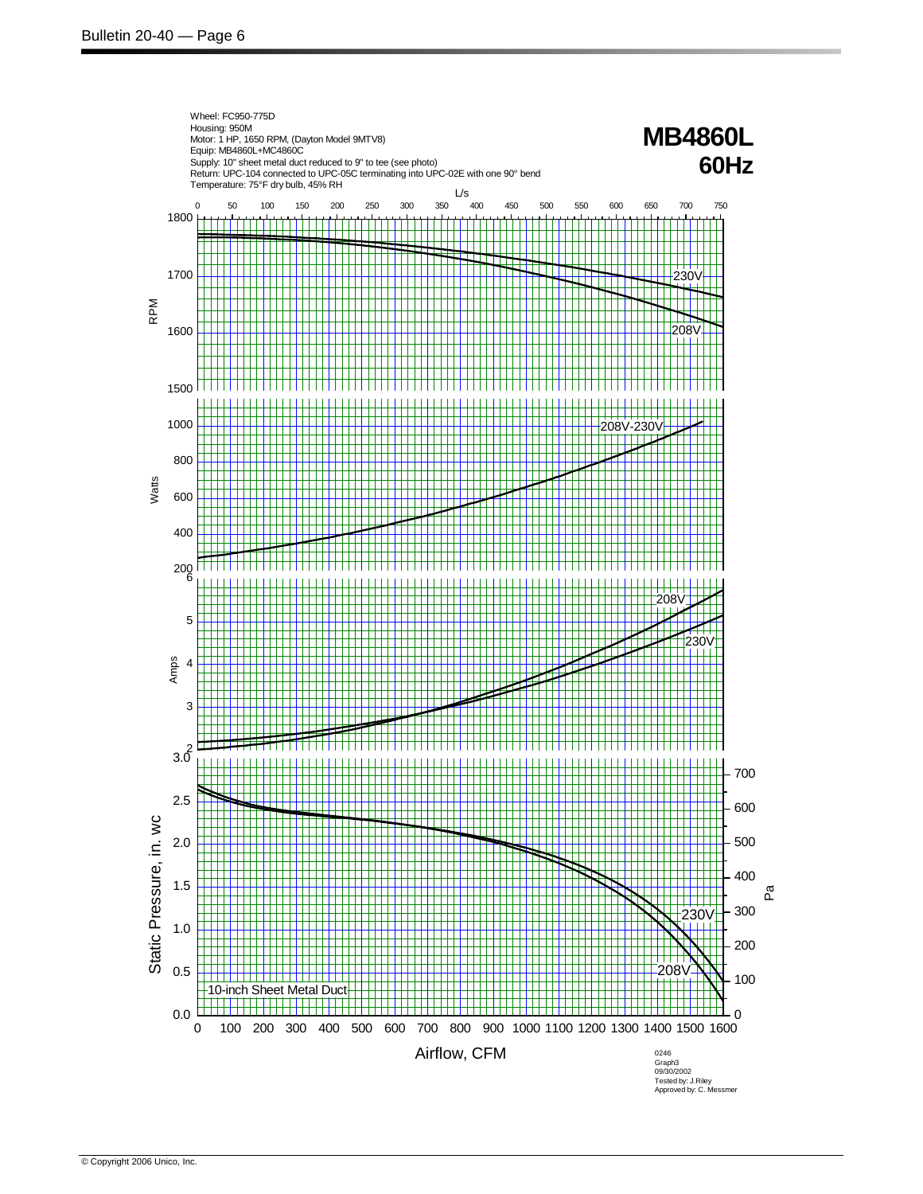Wheel: FC950-775D
Housing: 950M
Motor: 1 HP, 1650 RPM, (Dayton Model 9MTV8)
Equip: MB4860L+MC4860C
Supply: 10" sheet metal duct reduced to 9" to tee (see photo)
Return: UPC-104 connected to UPC-05C terminating into UPC-02E with one 90° bend
Temperature: 75°F dry bulb, 45% RH

**MB4860L**
**60Hz**

L/s

0 50 100 150 200 250 300 350 400 450 500 550 600 650 700 750

RPM

1800
1700
1600
1500

230V
208V

Watts

1000
800
600
400
200

208V-230V

Amps

6
5
4
3
2

208V
230V

Static Pressure, in. wc

3.0
2.5
2.0
1.5
1.0
0.5
0.0

Pa

700
600
500
400
300
200
100
0

230V
208V

10-inch Sheet Metal Duct

0 100 200 300 400 500 600 700 800 900 1000 1100 1200 1300 1400 1500 1600

Airflow, CFM

0246
Graph3
09/30/2002
Tested by: J.Riley
Approved by: C. Messmer

© Copyright 2006 Unico, Inc.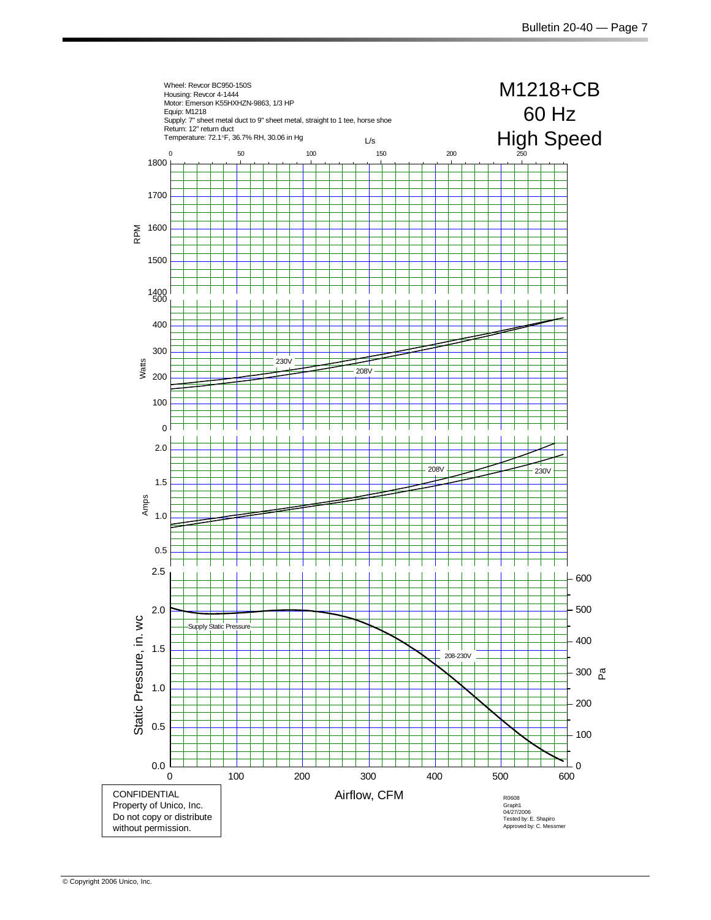# M1218+CB
# 60 Hz
# High Speed

Wheel: Revcor BC950-150S
Housing: Revcor 4-1444
Motor: Emerson K55HXHZN-9863, 1/3 HP
Equip: M1218
Supply: 7" sheet metal duct to 9" sheet metal, straight to 1 tee, horse shoe
Return: 12" return duct
Temperature: 72.1°F, 36.7% RH, 30.06 in Hg

L/s: 0, 50, 100, 150, 200, 250

RPM: 1400, 1500, 1600, 1700, 1800

Watts: 0, 100, 200, 300, 400, 500 — 230V, 208V

Amps: 0.5, 1.0, 1.5, 2.0 — 208V, 230V

Static Pressure, in. wc: 0.0, 0.5, 1.0, 1.5, 2.0, 2.5 — Supply Static Pressure, 208-230V

Pa: 0, 100, 200, 300, 400, 500, 600

Airflow, CFM: 0, 100, 200, 300, 400, 500, 600

CONFIDENTIAL
Property of Unico, Inc.
Do not copy or distribute without permission.

R0608
Graph1
04/27/2006
Tested by: E. Shapiro
Approved by: C. Messmer

© Copyright 2006 Unico, Inc.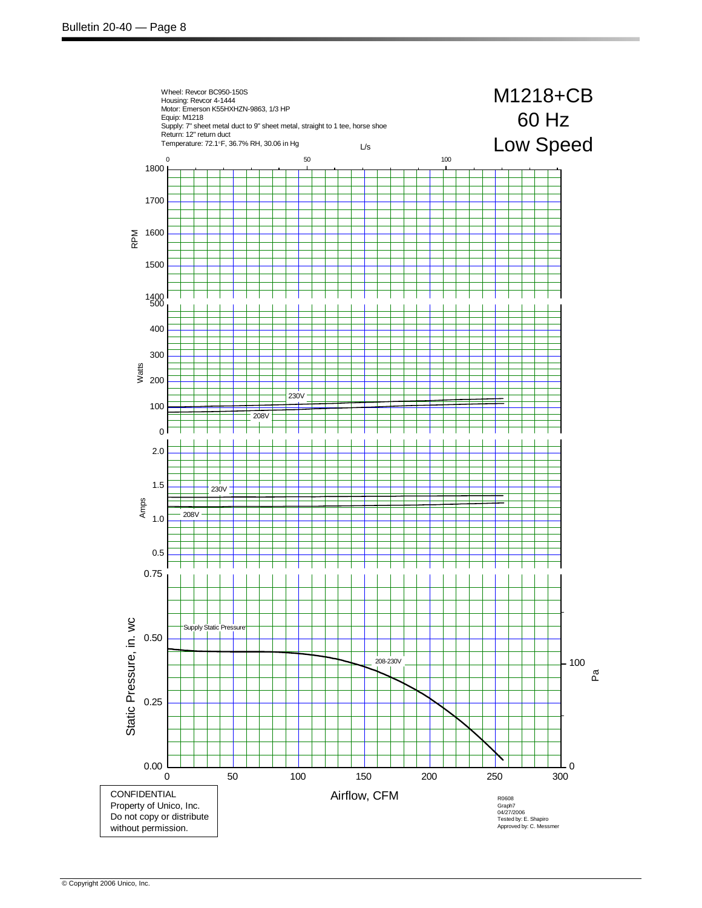Wheel: Revcor BC950-150S
Housing: Revcor 4-1444
Motor: Emerson K55HXHZN-9863, 1/3 HP
Equip: M1218
Supply: 7" sheet metal duct to 9" sheet metal, straight to 1 tee, horse shoe
Return: 12" return duct
Temperature: 72.1°F, 36.7% RH, 30.06 in Hg

# M1218+CB
# 60 Hz
# Low Speed

L/s: 0, 50, 100

RPM: 1400, 1500, 1600, 1700, 1800

Watts: 0, 100, 200, 300, 400, 500 — 230V, 208V

Amps: 0.5, 1.0, 1.5, 2.0 — 230V, 208V

Static Pressure, in. wc: 0.00, 0.25, 0.50, 0.75 — Supply Static Pressure, 208-230V

Pa: 0, 100

Airflow, CFM: 0, 50, 100, 150, 200, 250, 300

CONFIDENTIAL
Property of Unico, Inc.
Do not copy or distribute without permission.

R0608
Graph7
04/27/2006
Tested by: E. Shapiro
Approved by: C. Messmer

© Copyright 2006 Unico, Inc.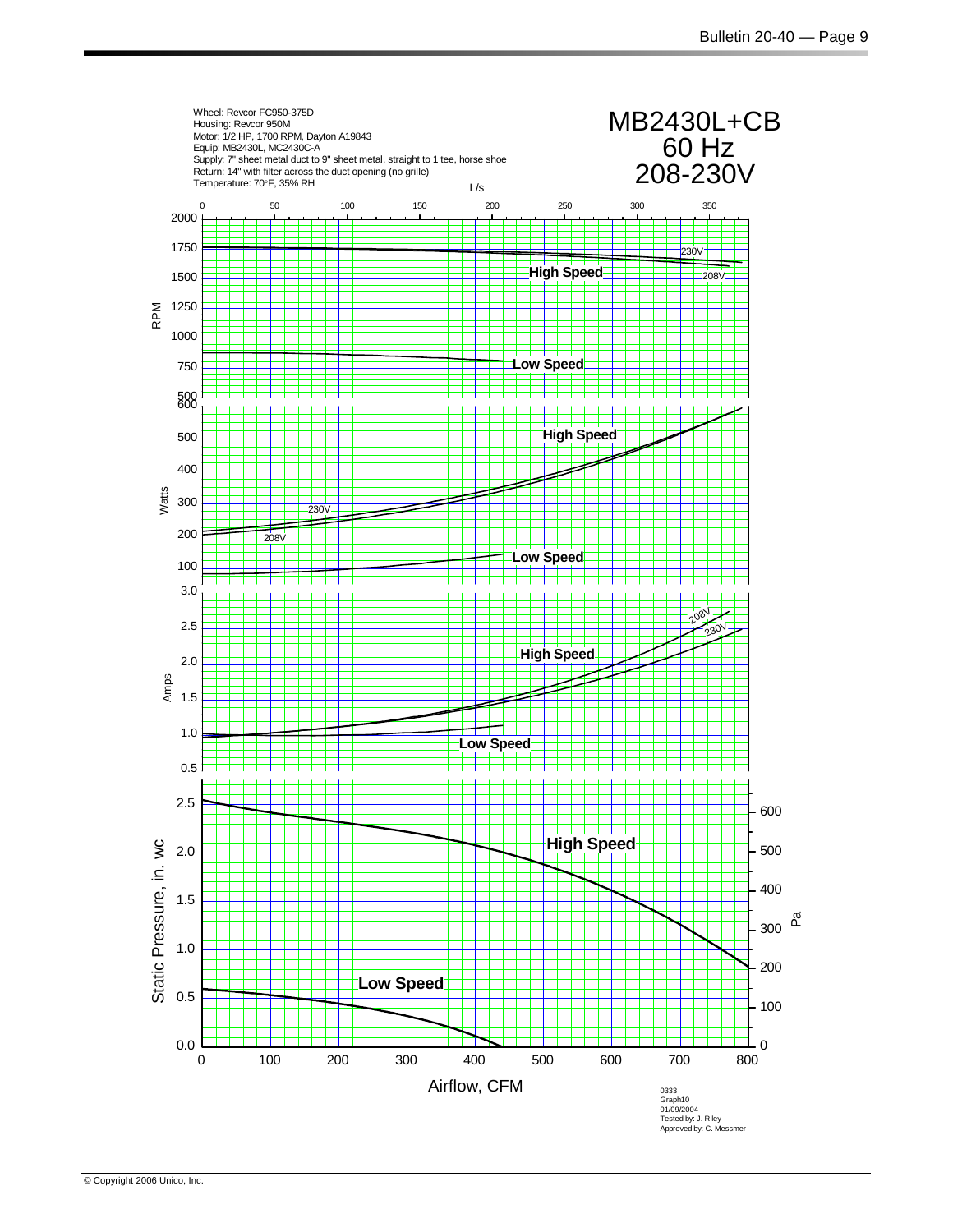Wheel: Revcor FC950-375D
Housing: Revcor 950M
Motor: 1/2 HP, 1700 RPM, Dayton A19843
Equip: MB2430L, MC2430C-A
Supply: 7" sheet metal duct to 9" sheet metal, straight to 1 tee, horse shoe
Return: 14" with filter across the duct opening (no grille)
Temperature: 70°F, 35% RH

# MB2430L+CB
## 60 Hz
## 208-230V

L/s: 0, 50, 100, 150, 200, 250, 300, 350

RPM: 500, 750, 1000, 1250, 1500, 1750, 2000 — High Speed (230V, 208V), Low Speed

Watts: 100, 200, 300, 400, 500, 600 — High Speed (230V, 208V), Low Speed

Amps: 0.5, 1.0, 1.5, 2.0, 2.5, 3.0 — High Speed (208V, 230V), Low Speed

Static Pressure, in. wc: 0.0, 0.5, 1.0, 1.5, 2.0, 2.5 — High Speed, Low Speed

Pa: 0, 100, 200, 300, 400, 500, 600

Airflow, CFM: 0, 100, 200, 300, 400, 500, 600, 700, 800

0333
Graph10
01/09/2004
Tested by: J. Riley
Approved by: C. Messmer

© Copyright 2006 Unico, Inc.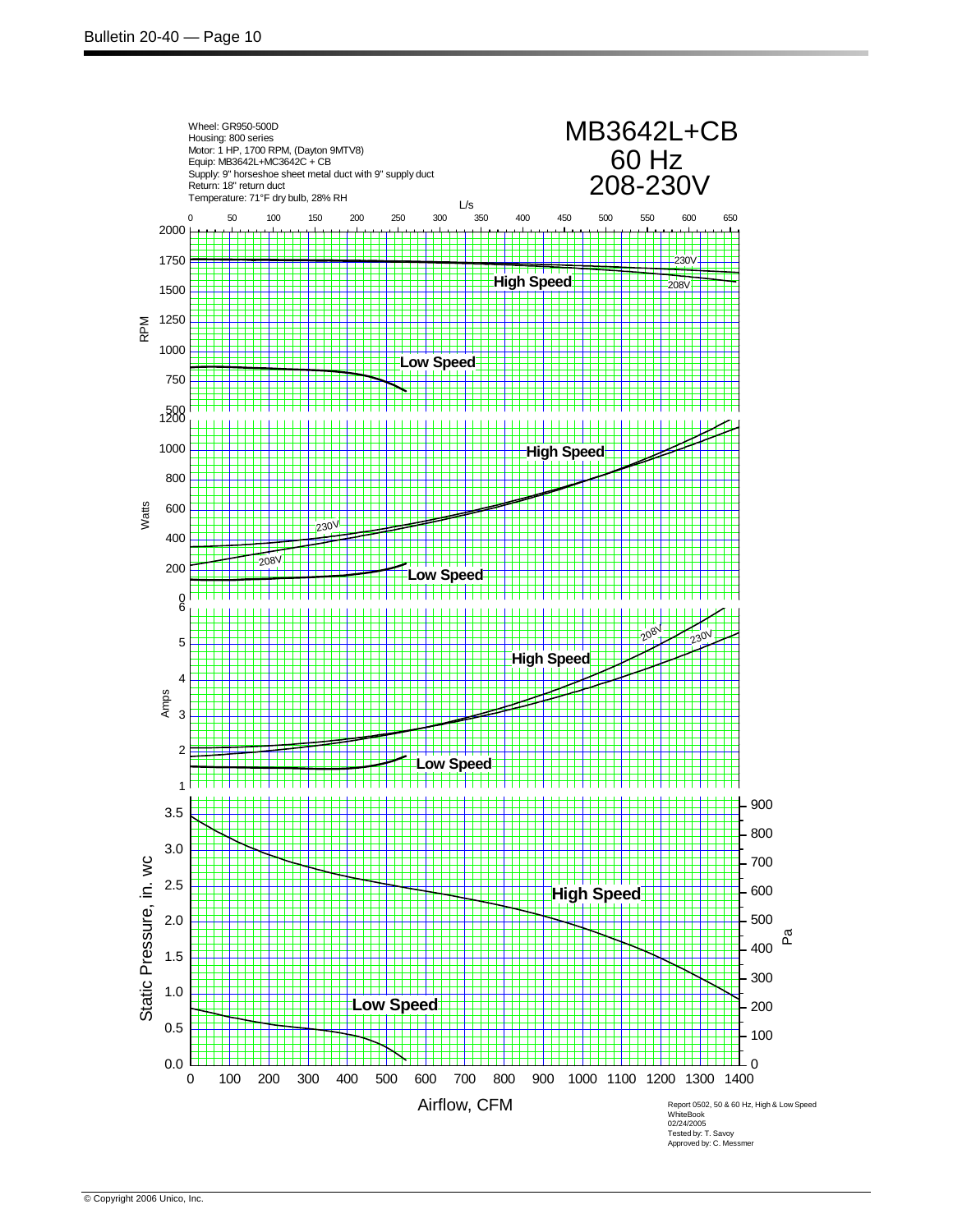Wheel: GR950-500D
Housing: 800 series
Motor: 1 HP, 1700 RPM, (Dayton 9MTV8)
Equip: MB3642L+MC3642C + CB
Supply: 9" horseshoe sheet metal duct with 9" supply duct
Return: 18" return duct
Temperature: 71°F dry bulb, 28% RH

# MB3642L+CB
## 60 Hz
## 208-230V

L/s: 0, 50, 100, 150, 200, 250, 300, 350, 400, 450, 500, 550, 600, 650

RPM: 500, 750, 1000, 1250, 1500, 1750, 2000 — High Speed (230V, 208V); Low Speed

Watts: 0, 200, 400, 600, 800, 1000, 1200 — High Speed (230V, 208V); Low Speed

Amps: 1, 2, 3, 4, 5, 6 — High Speed (208V, 230V); Low Speed

Static Pressure, in. wc: 0.0, 0.5, 1.0, 1.5, 2.0, 2.5, 3.0, 3.5 — High Speed; Low Speed

Pa: 0, 100, 200, 300, 400, 500, 600, 700, 800, 900

Airflow, CFM: 0, 100, 200, 300, 400, 500, 600, 700, 800, 900, 1000, 1100, 1200, 1300, 1400

Report 0502, 50 & 60 Hz, High & Low Speed
WhiteBook
02/24/2005
Tested by: T. Savoy
Approved by: C. Messmer

© Copyright 2006 Unico, Inc.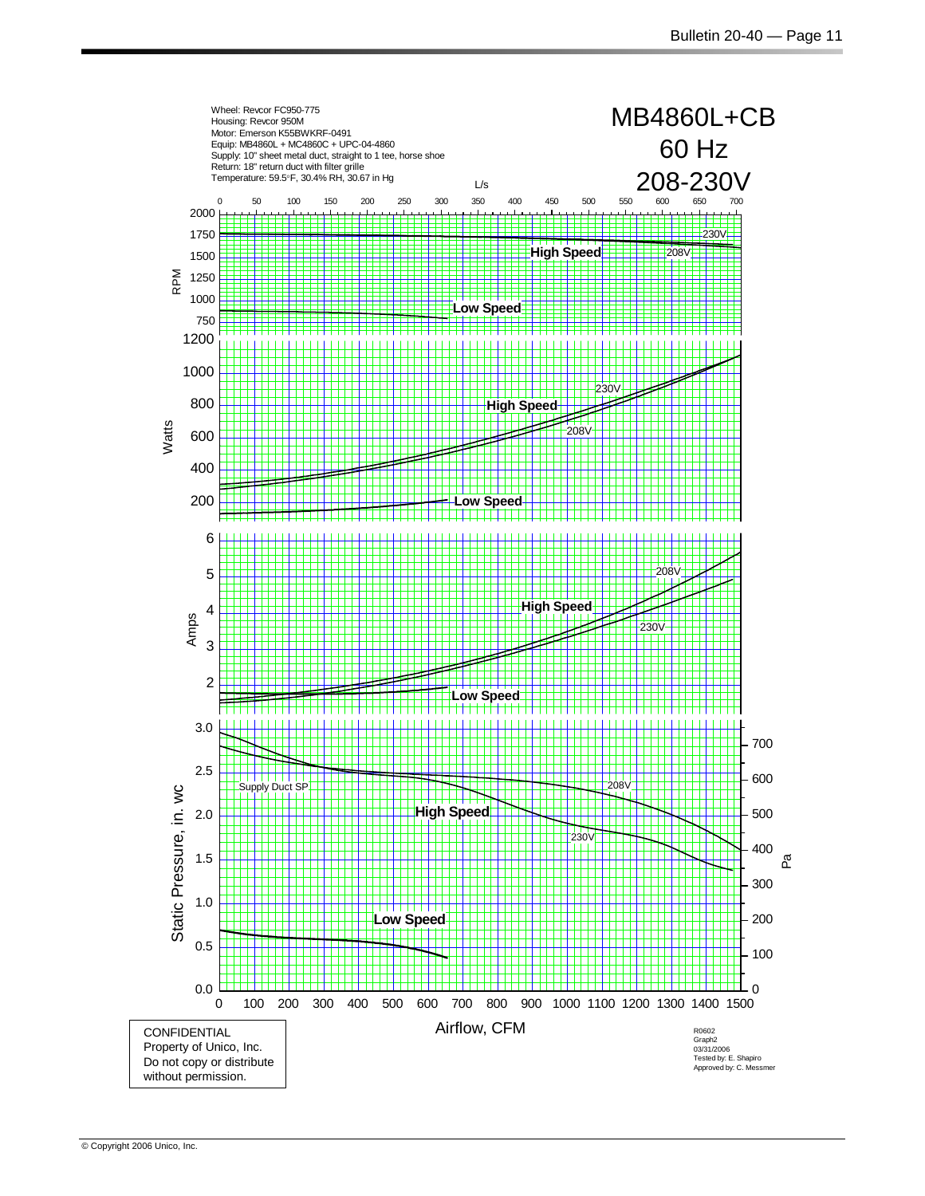Wheel: Revcor FC950-775
Housing: Revcor 950M
Motor: Emerson K55BWKRF-0491
Equip: MB4860L + MC4860C + UPC-04-4860
Supply: 10" sheet metal duct, straight to 1 tee, horse shoe
Return: 18" return duct with filter grille
Temperature: 59.5°F, 30.4% RH, 30.67 in Hg

# MB4860L+CB 60 Hz 208-230V

L/s: 0, 50, 100, 150, 200, 250, 300, 350, 400, 450, 500, 550, 600, 650, 700

RPM: 750, 1000, 1250, 1500, 1750, 2000
- High Speed (230V, 208V)
- Low Speed

Watts: 200, 400, 600, 800, 1000, 1200
- High Speed (230V, 208V)
- Low Speed

Amps: 2, 3, 4, 5, 6
- High Speed (208V, 230V)
- Low Speed

Static Pressure, in. wc: 0.0, 0.5, 1.0, 1.5, 2.0, 2.5, 3.0
Pa: 0, 100, 200, 300, 400, 500, 600, 700
- Supply Duct SP
- High Speed (208V, 230V)
- Low Speed

Airflow, CFM: 0, 100, 200, 300, 400, 500, 600, 700, 800, 900, 1000, 1100, 1200, 1300, 1400, 1500

CONFIDENTIAL
Property of Unico, Inc.
Do not copy or distribute without permission.

R0602
Graph2
03/31/2006
Tested by: E. Shapiro
Approved by: C. Messmer

© Copyright 2006 Unico, Inc.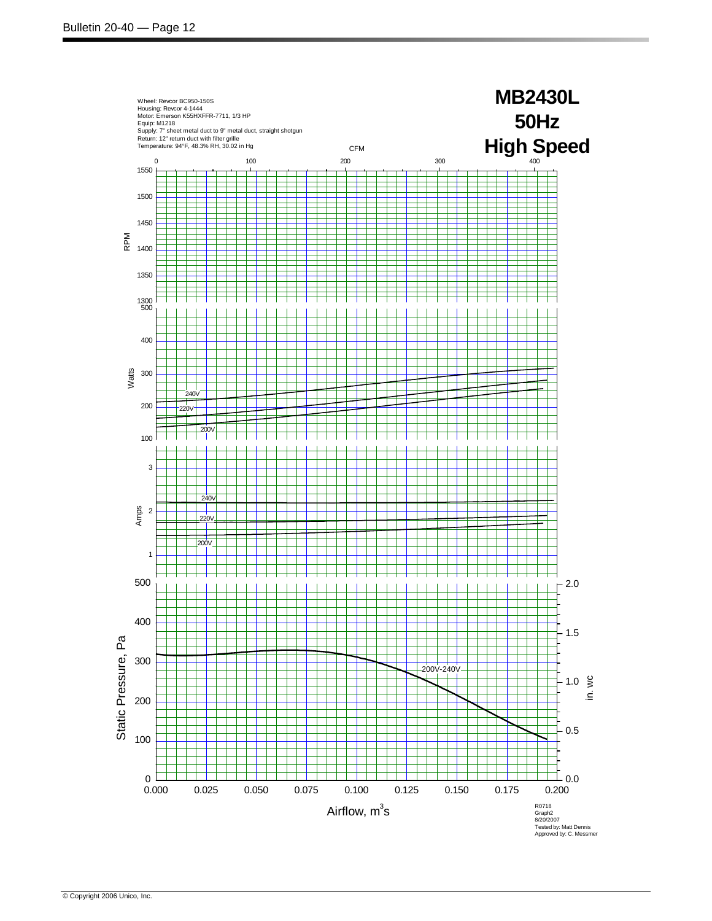# MB2430L
## 50Hz
## High Speed

Wheel: Revcor BC950-150S
Housing: Revcor 4-1444
Motor: Emerson K55HXFFR-7711, 1/3 HP
Equip: M1218
Supply: 7" sheet metal duct to 9" metal duct, straight shotgun
Return: 12" return duct with filter grille
Temperature: 94°F, 48.3% RH, 30.02 in Hg

CFM: 0, 100, 200, 300, 400

RPM: 1300, 1350, 1400, 1450, 1500, 1550

Watts: 100, 200, 300, 400, 500 — 240V, 220V, 200V

Amps: 1, 2, 3 — 240V, 220V, 200V

Static Pressure, Pa: 0, 100, 200, 300, 400, 500 — 200V-240V

in. wc: 0.0, 0.5, 1.0, 1.5, 2.0

Airflow, $m^3s$: 0.000, 0.025, 0.050, 0.075, 0.100, 0.125, 0.150, 0.175, 0.200

R0718
Graph2
8/20/2007
Tested by: Matt Dennis
Approved by: C. Messmer

© Copyright 2006 Unico, Inc.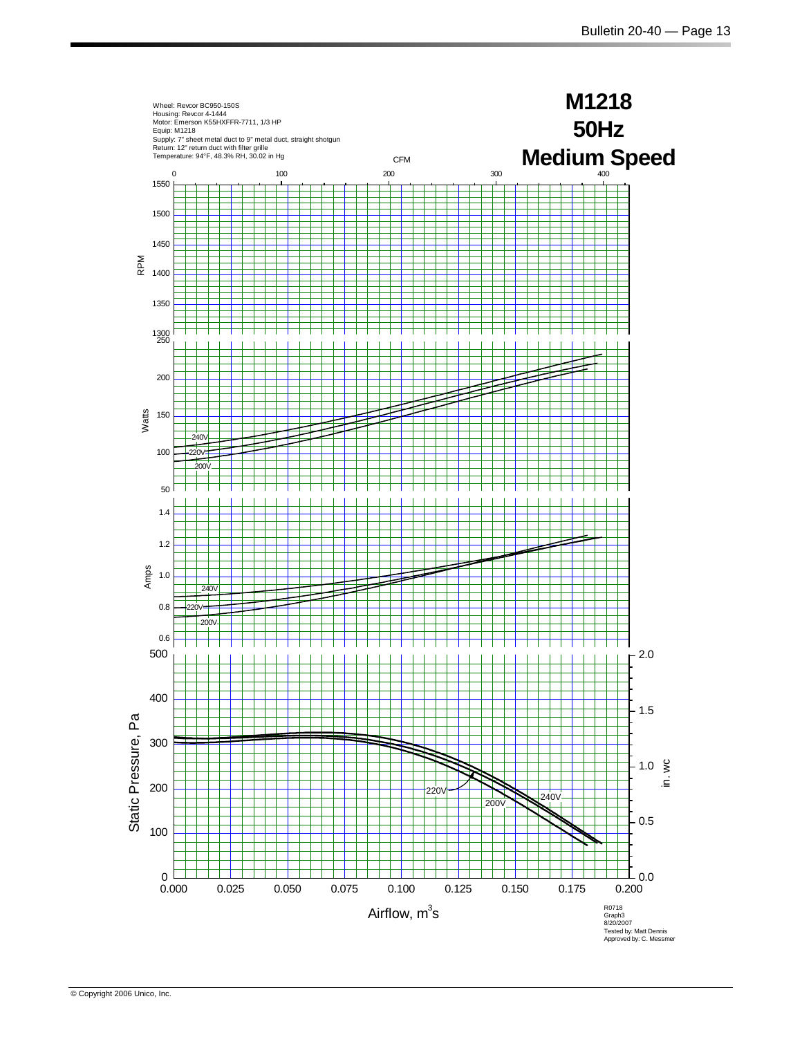# M1218 50Hz Medium Speed

Wheel: Revcor BC950-150S
Housing: Revcor 4-1444
Motor: Emerson K55HXFFR-7711, 1/3 HP
Equip: M1218
Supply: 7" sheet metal duct to 9" metal duct, straight shotgun
Return: 12" return duct with filter grille
Temperature: 94°F, 48.3% RH, 30.02 in Hg

CFM: 0, 100, 200, 300, 400

RPM: 1300, 1350, 1400, 1450, 1500, 1550

Watts: 50, 100, 150, 200, 250 — curves: 240V, 220V, 200V

Amps: 0.6, 0.8, 1.0, 1.2, 1.4 — curves: 240V, 220V, 200V

Static Pressure, Pa: 0, 100, 200, 300, 400, 500 — curves: 220V, 200V, 240V

in. wc: 0.0, 0.5, 1.0, 1.5, 2.0

Airflow, $m^3s$: 0.000, 0.025, 0.050, 0.075, 0.100, 0.125, 0.150, 0.175, 0.200

R0718
Graph3
8/20/2007
Tested by: Matt Dennis
Approved by: C. Messmer

© Copyright 2006 Unico, Inc.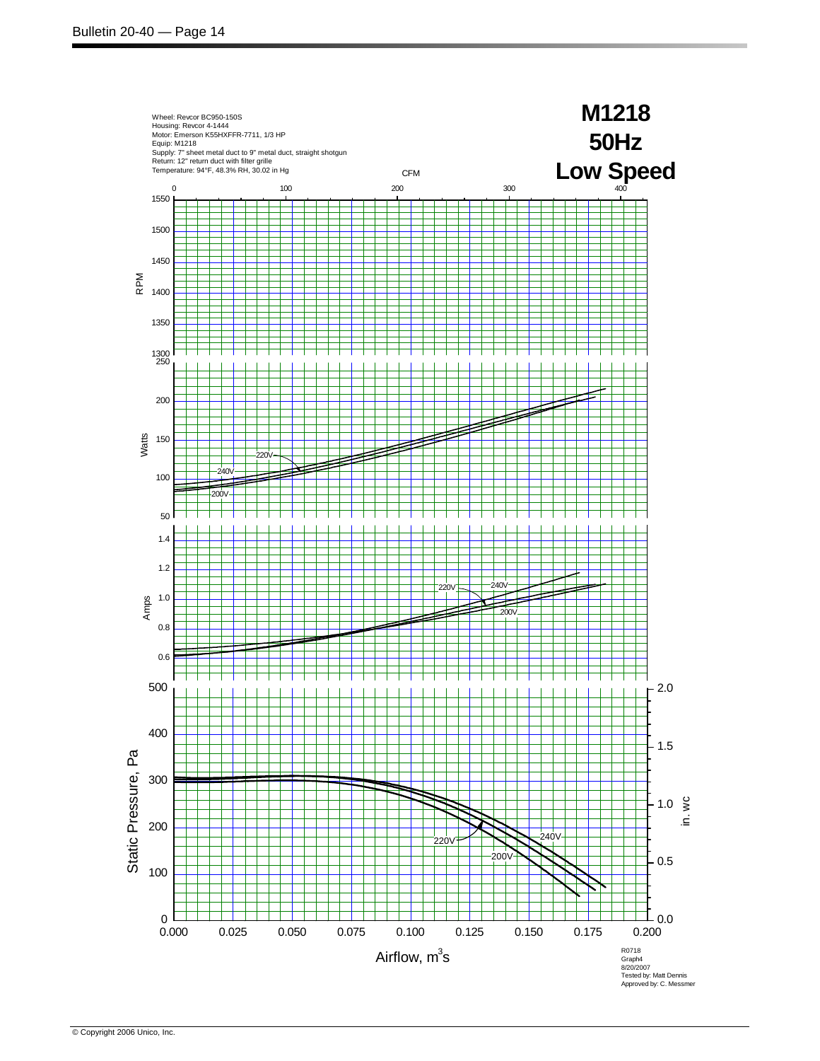# M1218
# 50Hz
# Low Speed

Wheel: Revcor BC950-150S
Housing: Revcor 4-1444
Motor: Emerson K55HXFFR-7711, 1/3 HP
Equip: M1218
Supply: 7" sheet metal duct to 9" metal duct, straight shotgun
Return: 12" return duct with filter grille
Temperature: 94°F, 48.3% RH, 30.02 in Hg

CFM: 0, 100, 200, 300, 400

RPM: 1300, 1350, 1400, 1450, 1500, 1550

Watts: 50, 100, 150, 200, 250 — curves labeled 200V, 220V, 240V

Amps: 0.6, 0.8, 1.0, 1.2, 1.4 — curves labeled 200V, 220V, 240V

Static Pressure, Pa: 0, 100, 200, 300, 400, 500 — curves labeled 200V, 220V, 240V

in. wc: 0.0, 0.5, 1.0, 1.5, 2.0

Airflow, $m^3/s$: 0.000, 0.025, 0.050, 0.075, 0.100, 0.125, 0.150, 0.175, 0.200

R0718
Graph4
8/20/2007
Tested by: Matt Dennis
Approved by: C. Messmer

© Copyright 2006 Unico, Inc.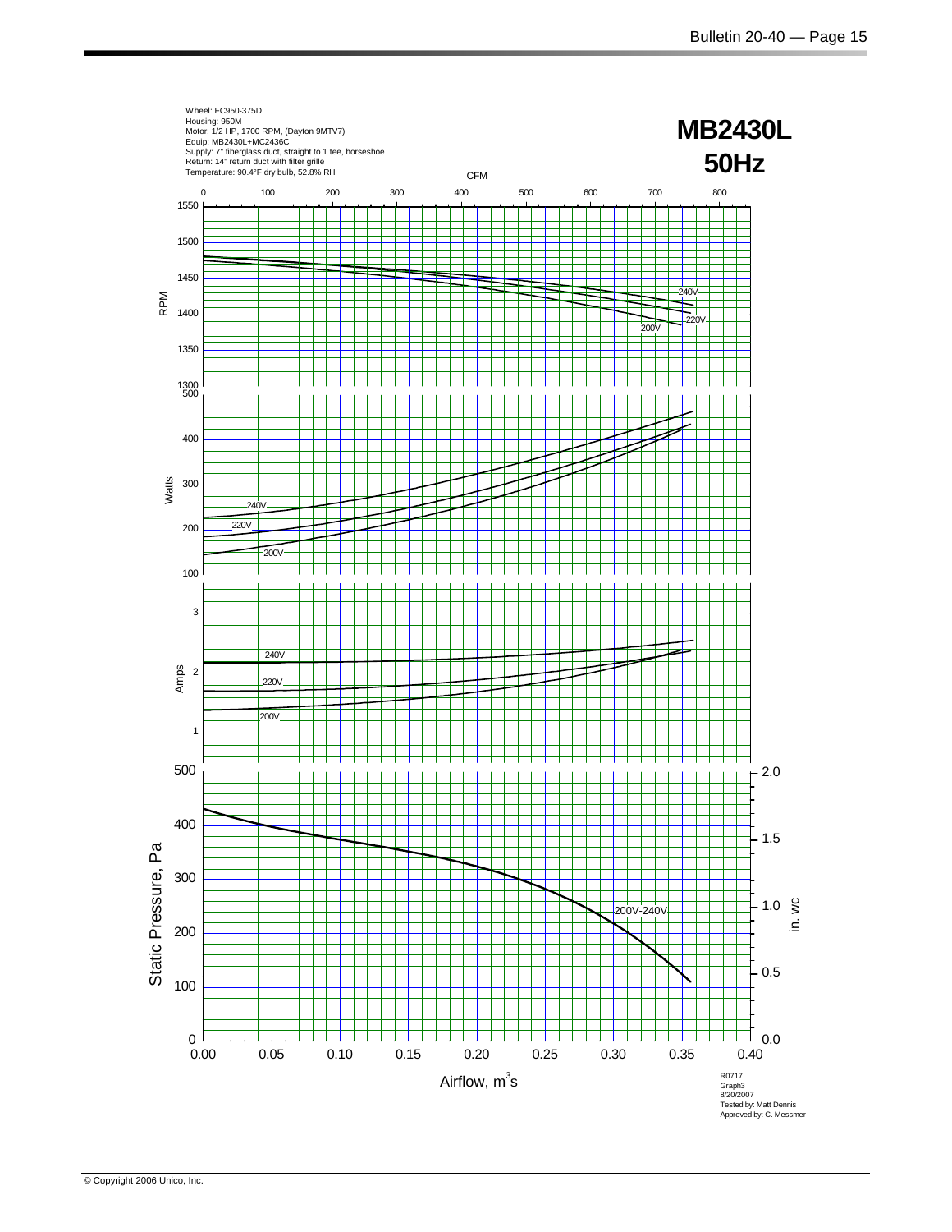# MB2430L 50Hz

Wheel: FC950-375D
Housing: 950M
Motor: 1/2 HP, 1700 RPM, (Dayton 9MTV7)
Equip: MB2430L+MC2436C
Supply: 7" fiberglass duct, straight to 1 tee, horseshoe
Return: 14" return duct with filter grille
Temperature: 90.4°F dry bulb, 52.8% RH

CFM

0 100 200 300 400 500 600 700 800

RPM

1550 1500 1450 1400 1350 1300

240V 220V 200V

Watts

500 400 300 200 100

240V 220V 200V

Amps

3 2 1

240V 220V 200V

Static Pressure, Pa

500 400 300 200 100 0

in. wc

2.0 1.5 1.0 0.5 0.0

200V-240V

0.00 0.05 0.10 0.15 0.20 0.25 0.30 0.35 0.40

Airflow, $m^3s$

R0717
Graph3
8/20/2007
Tested by: Matt Dennis
Approved by: C. Messmer

© Copyright 2006 Unico, Inc.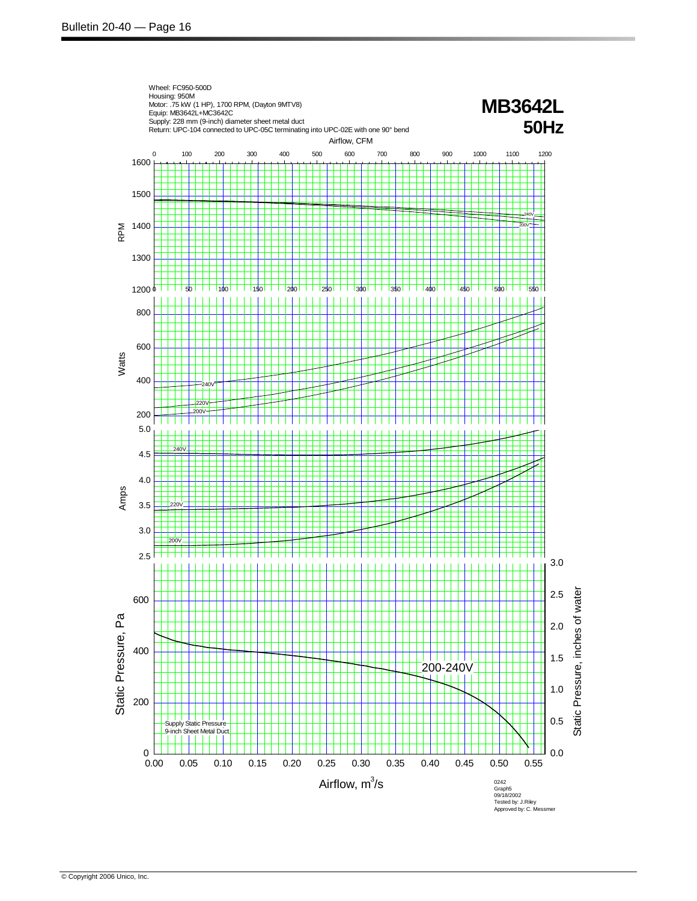Wheel: FC950-500D
Housing: 950M
Motor: .75 kW (1 HP), 1700 RPM, (Dayton 9MTV8)
Equip: MB3642L+MC3642C
Supply: 228 mm (9-inch) diameter sheet metal duct
Return: UPC-104 connected to UPC-05C terminating into UPC-02E with one 90° bend

# MB3642L 50Hz

Airflow, CFM: 0, 100, 200, 300, 400, 500, 600, 700, 800, 900, 1000, 1100, 1200

RPM: 1200, 1300, 1400, 1500, 1600 (curves: 240V, 200V)

Watts: 200, 400, 600, 800 (curves: 240V, 220V, 200V)

Amps: 2.5, 3.0, 3.5, 4.0, 4.5, 5.0 (curves: 240V, 220V, 200V)

Static Pressure, Pa: 0, 200, 400, 600

Static Pressure, inches of water: 0.0, 0.5, 1.0, 1.5, 2.0, 2.5, 3.0

200-240V

Supply Static Pressure
9-inch Sheet Metal Duct

Airflow, $m^3/s$: 0.00, 0.05, 0.10, 0.15, 0.20, 0.25, 0.30, 0.35, 0.40, 0.45, 0.50, 0.55

0242
Graph5
09/18/2002
Tested by: J.Riley
Approved by: C. Messmer

© Copyright 2006 Unico, Inc.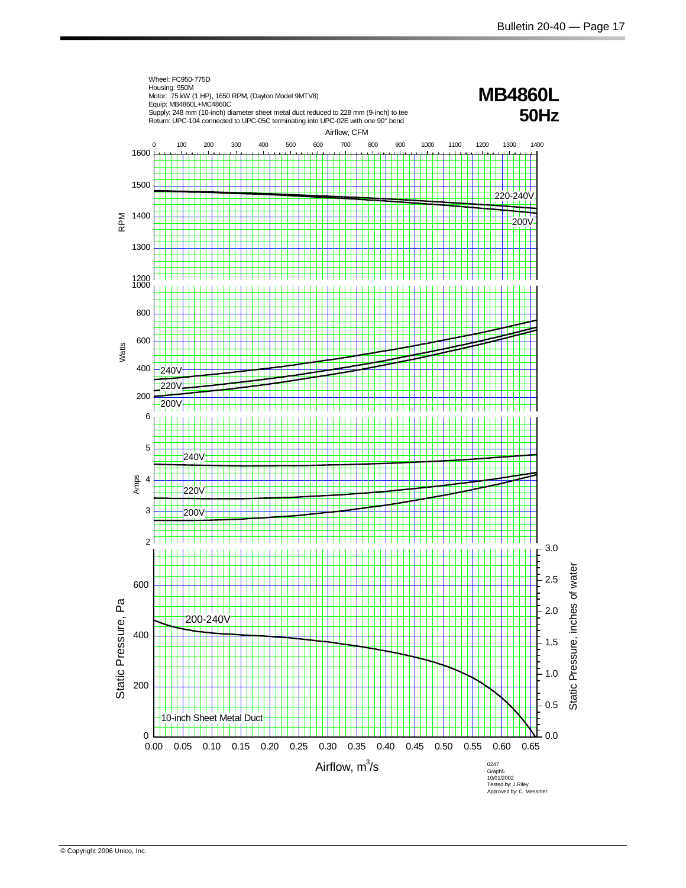Wheel: FC950-775D
Housing: 950M
Motor: .75 kW (1 HP), 1650 RPM, (Dayton Model 9MTV8)
Equip: MB4860L+MC4860C
Supply: 248 mm (10-inch) diameter sheet metal duct reduced to 228 mm (9-inch) to tee
Return: UPC-104 connected to UPC-05C terminating into UPC-02E with one 90° bend

# MB4860L
## 50Hz

Airflow, CFM

RPM: 220-240V, 200V

Watts: 240V, 220V, 200V

Amps: 240V, 220V, 200V

Static Pressure, Pa / Static Pressure, inches of water: 200-240V

10-inch Sheet Metal Duct

Airflow, $m^3/s$

0247
Graph5
10/01/2002
Tested by: J.Riley
Approved by: C. Messmer

© Copyright 2006 Unico, Inc.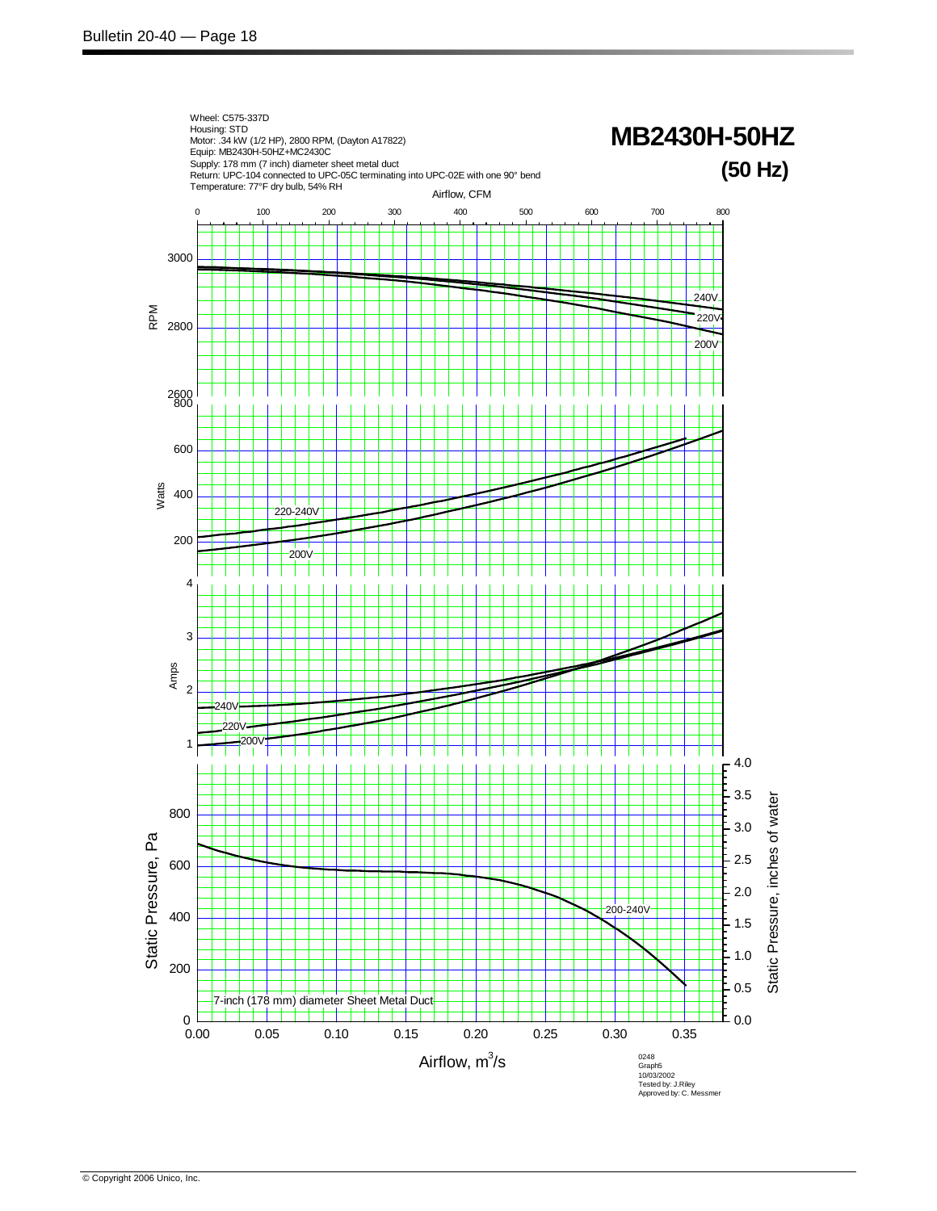# MB2430H-50HZ

## (50 Hz)

Wheel: C575-337D
Housing: STD
Motor: .34 kW (1/2 HP), 2800 RPM, (Dayton A17822)
Equip: MB2430H-50HZ+MC2430C
Supply: 178 mm (7 inch) diameter sheet metal duct
Return: UPC-104 connected to UPC-05C terminating into UPC-02E with one 90° bend
Temperature: 77°F dry bulb, 54% RH

Airflow, CFM

0 100 200 300 400 500 600 700 800

RPM: 2600, 2800, 3000 — 240V, 220V, 200V

Watts: 200, 400, 600, 800 — 220-240V, 200V

Amps: 1, 2, 3, 4 — 240V, 220V, 200V

Static Pressure, Pa: 0, 200, 400, 600, 800 — 200-240V

Static Pressure, inches of water: 0.0, 0.5, 1.0, 1.5, 2.0, 2.5, 3.0, 3.5, 4.0

7-inch (178 mm) diameter Sheet Metal Duct

0.00 0.05 0.10 0.15 0.20 0.25 0.30 0.35

Airflow, $m^3/s$

0248
Graph5
10/03/2002
Tested by: J.Riley
Approved by: C. Messmer

© Copyright 2006 Unico, Inc.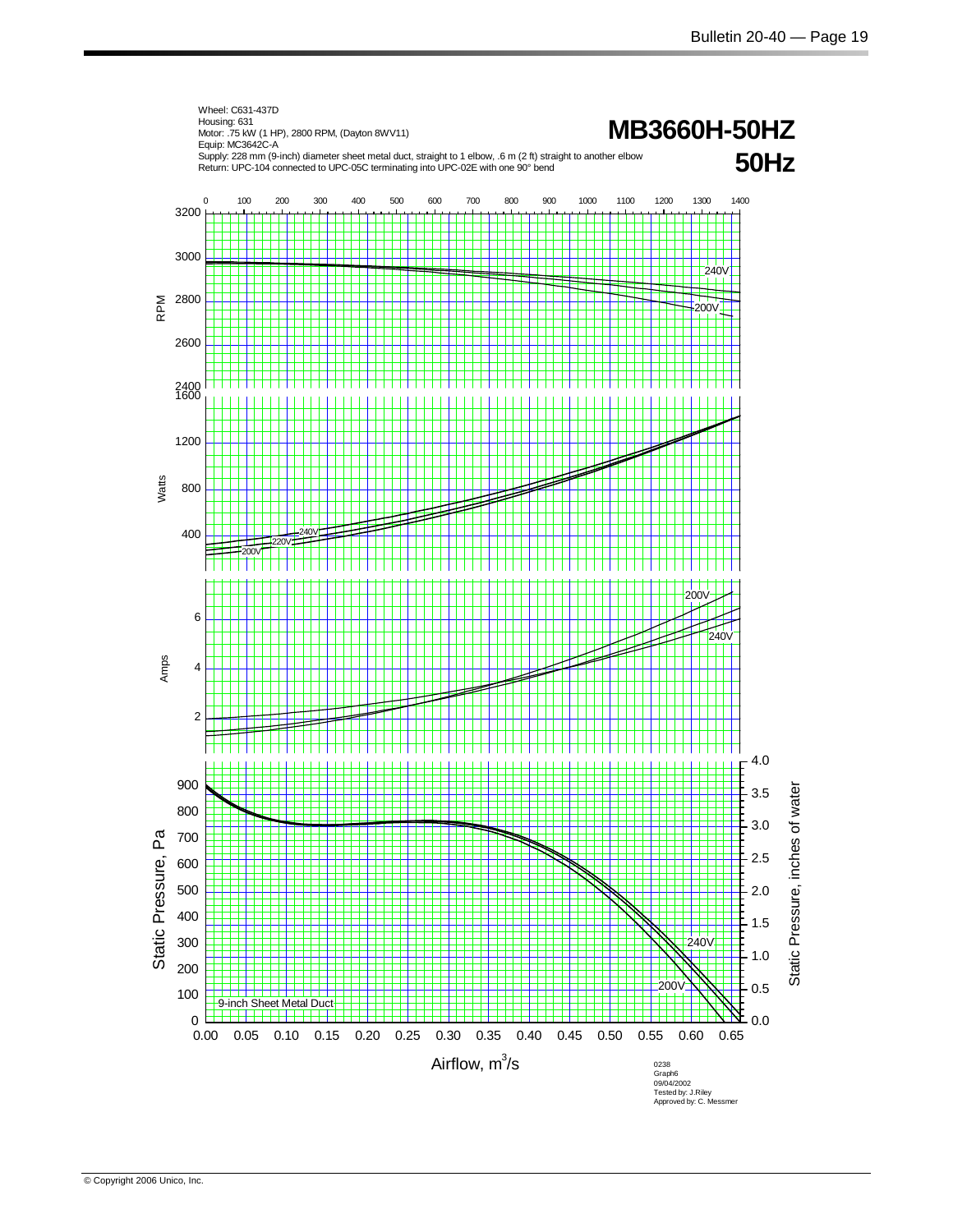Wheel: C631-437D
Housing: 631
Motor: .75 kW (1 HP), 2800 RPM, (Dayton 8WV11)
Equip: MC3642C-A
Supply: 228 mm (9-inch) diameter sheet metal duct, straight to 1 elbow, .6 m (2 ft) straight to another elbow
Return: UPC-104 connected to UPC-05C terminating into UPC-02E with one 90° bend

# MB3660H-50HZ

# 50Hz

0 100 200 300 400 500 600 700 800 900 1000 1100 1200 1300 1400

RPM
3200
3000
2800
2600
2400

240V
200V

Watts
1600
1200
800
400

240V
220V
200V

Amps
6
4
2

200V
240V

Static Pressure, Pa
900
800
700
600
500
400
300
200
100
0

Static Pressure, inches of water
4.0
3.5
3.0
2.5
2.0
1.5
1.0
0.5
0.0

240V
200V

9-inch Sheet Metal Duct

0.00 0.05 0.10 0.15 0.20 0.25 0.30 0.35 0.40 0.45 0.50 0.55 0.60 0.65

Airflow, $m^3/s$

0238
Graph6
09/04/2002
Tested by: J.Riley
Approved by: C. Messmer

© Copyright 2006 Unico, Inc.